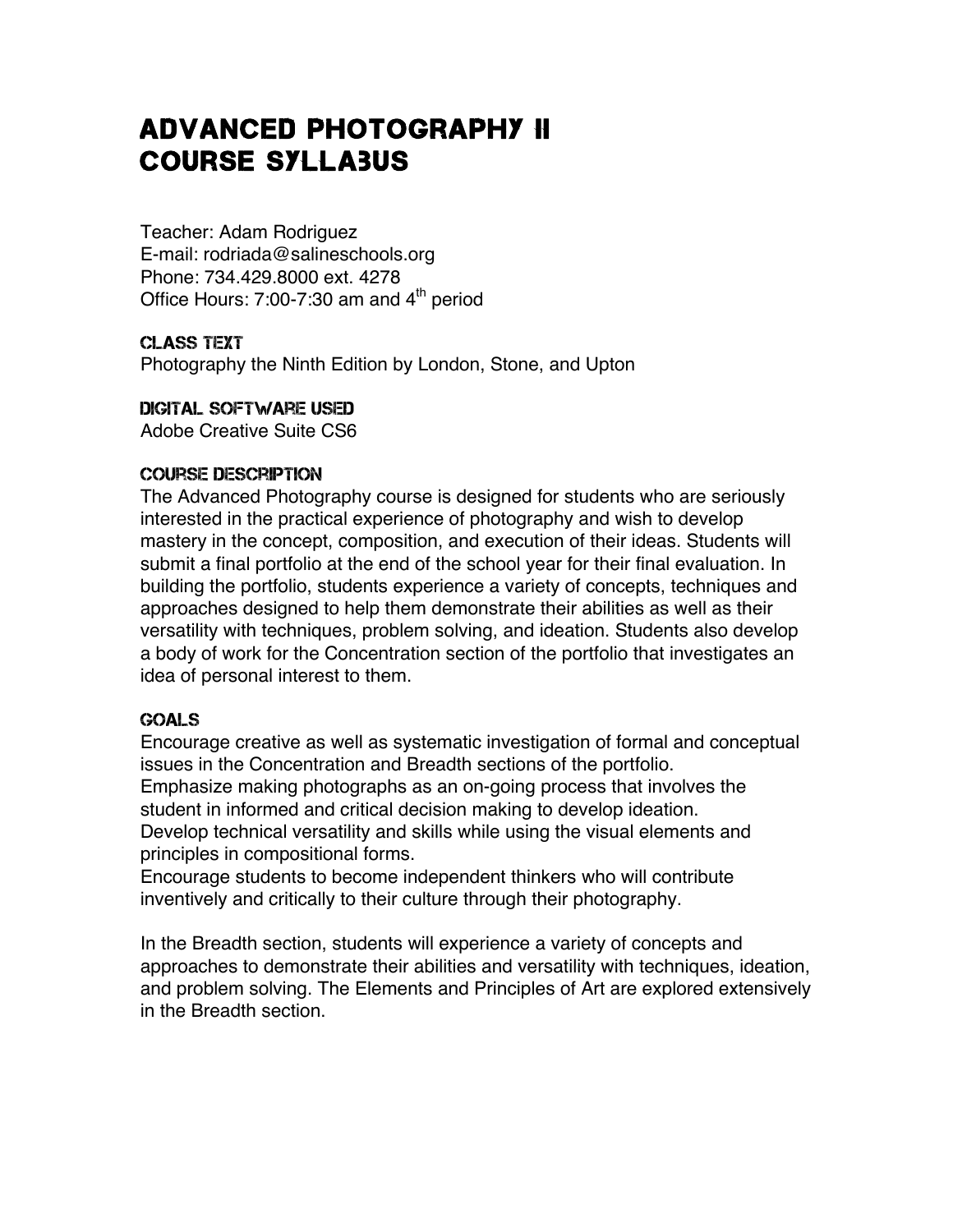# Advanced Photography II Course Syllabus

Teacher: Adam Rodriguez
E-mail: rodriada@salineschools.org
Phone: 734.429.8000 ext. 4278
Office Hours: 7:00-7:30 am and 4th period

## Class Text

Photography the Ninth Edition by London, Stone, and Upton

## Digital Software Used

Adobe Creative Suite CS6

## Course Description

The Advanced Photography course is designed for students who are seriously interested in the practical experience of photography and wish to develop mastery in the concept, composition, and execution of their ideas. Students will submit a final portfolio at the end of the school year for their final evaluation. In building the portfolio, students experience a variety of concepts, techniques and approaches designed to help them demonstrate their abilities as well as their versatility with techniques, problem solving, and ideation. Students also develop a body of work for the Concentration section of the portfolio that investigates an idea of personal interest to them.

## Goals

Encourage creative as well as systematic investigation of formal and conceptual issues in the Concentration and Breadth sections of the portfolio.
Emphasize making photographs as an on-going process that involves the student in informed and critical decision making to develop ideation.
Develop technical versatility and skills while using the visual elements and principles in compositional forms.
Encourage students to become independent thinkers who will contribute inventively and critically to their culture through their photography.

In the Breadth section, students will experience a variety of concepts and approaches to demonstrate their abilities and versatility with techniques, ideation, and problem solving. The Elements and Principles of Art are explored extensively in the Breadth section.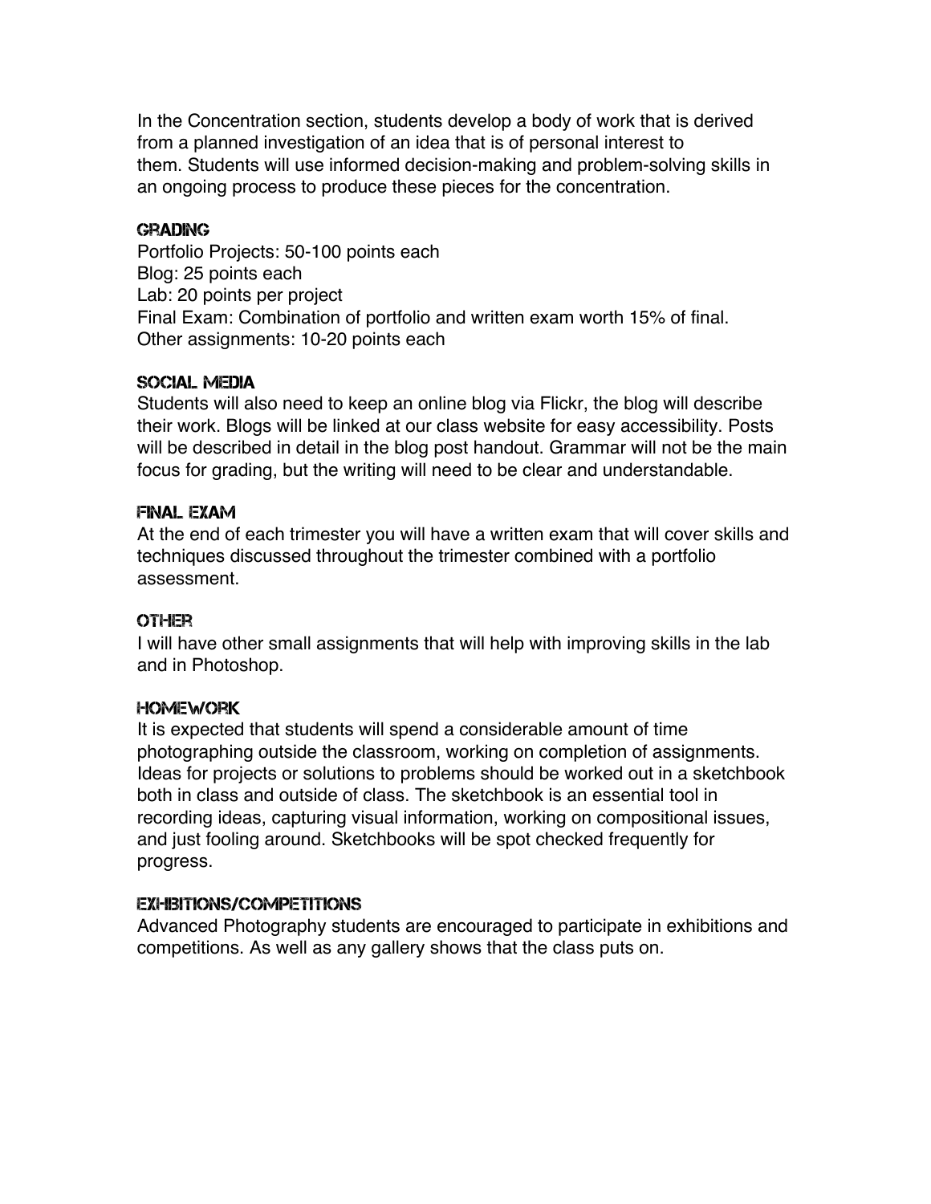In the Concentration section, students develop a body of work that is derived from a planned investigation of an idea that is of personal interest to them. Students will use informed decision-making and problem-solving skills in an ongoing process to produce these pieces for the concentration.

### GRADING

Portfolio Projects: 50-100 points each
Blog: 25 points each
Lab: 20 points per project
Final Exam: Combination of portfolio and written exam worth 15% of final.
Other assignments: 10-20 points each

### SOCIAL MEDIA

Students will also need to keep an online blog via Flickr, the blog will describe their work. Blogs will be linked at our class website for easy accessibility. Posts will be described in detail in the blog post handout. Grammar will not be the main focus for grading, but the writing will need to be clear and understandable.

### FINAL EXAM

At the end of each trimester you will have a written exam that will cover skills and techniques discussed throughout the trimester combined with a portfolio assessment.

### OTHER

I will have other small assignments that will help with improving skills in the lab and in Photoshop.

### HOMEWORK

It is expected that students will spend a considerable amount of time photographing outside the classroom, working on completion of assignments. Ideas for projects or solutions to problems should be worked out in a sketchbook both in class and outside of class. The sketchbook is an essential tool in recording ideas, capturing visual information, working on compositional issues, and just fooling around. Sketchbooks will be spot checked frequently for progress.

### EXHIBITIONS/COMPETITIONS

Advanced Photography students are encouraged to participate in exhibitions and competitions. As well as any gallery shows that the class puts on.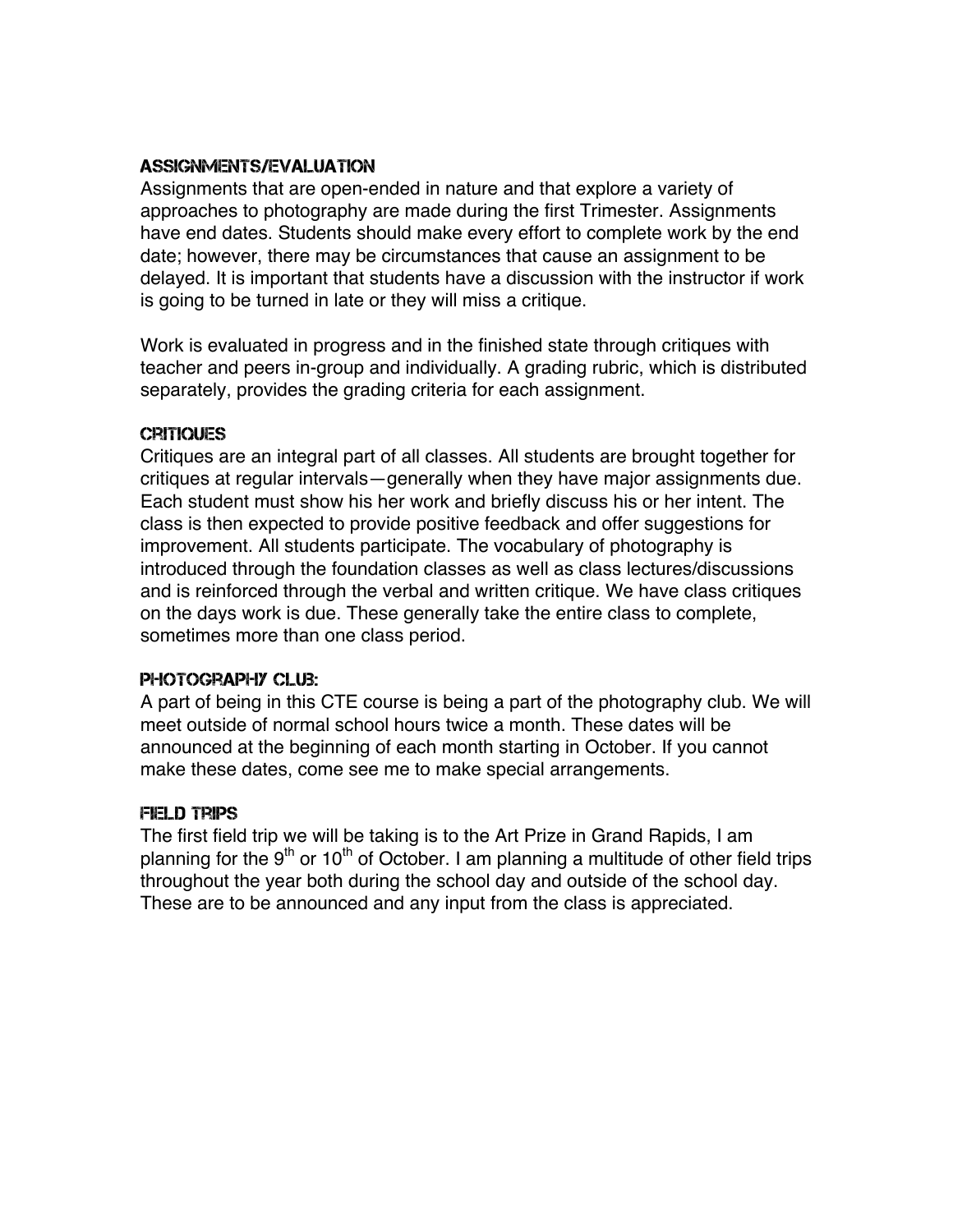## ASSIGNMENTS/EVALUATION

Assignments that are open-ended in nature and that explore a variety of approaches to photography are made during the first Trimester. Assignments have end dates. Students should make every effort to complete work by the end date; however, there may be circumstances that cause an assignment to be delayed. It is important that students have a discussion with the instructor if work is going to be turned in late or they will miss a critique.

Work is evaluated in progress and in the finished state through critiques with teacher and peers in-group and individually. A grading rubric, which is distributed separately, provides the grading criteria for each assignment.

## CRITIQUES

Critiques are an integral part of all classes. All students are brought together for critiques at regular intervals—generally when they have major assignments due. Each student must show his her work and briefly discuss his or her intent. The class is then expected to provide positive feedback and offer suggestions for improvement. All students participate. The vocabulary of photography is introduced through the foundation classes as well as class lectures/discussions and is reinforced through the verbal and written critique. We have class critiques on the days work is due. These generally take the entire class to complete, sometimes more than one class period.

## PHOTOGRAPHY CLUB:

A part of being in this CTE course is being a part of the photography club. We will meet outside of normal school hours twice a month. These dates will be announced at the beginning of each month starting in October. If you cannot make these dates, come see me to make special arrangements.

## FIELD TRIPS

The first field trip we will be taking is to the Art Prize in Grand Rapids, I am planning for the 9th or 10th of October. I am planning a multitude of other field trips throughout the year both during the school day and outside of the school day. These are to be announced and any input from the class is appreciated.